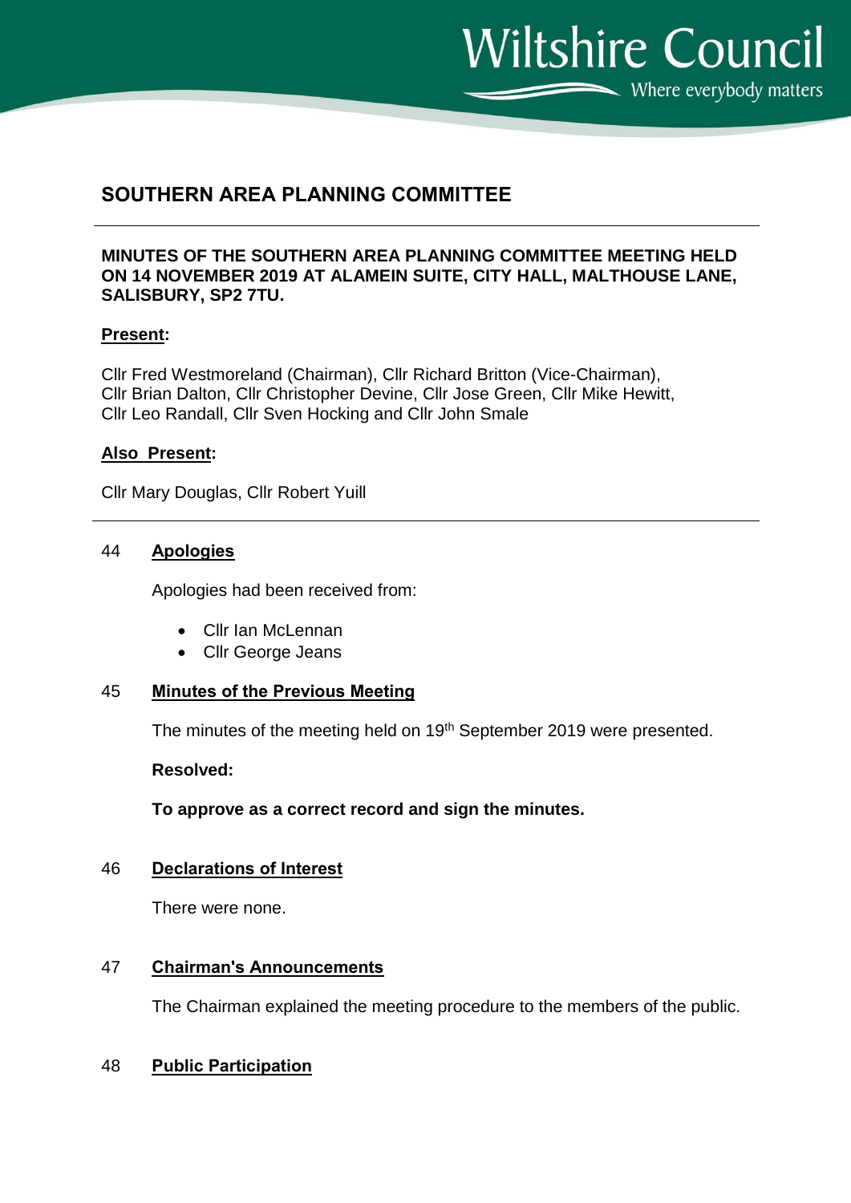# SOUTHERN AREA PLANNING COMMITTEE

**MINUTES OF THE SOUTHERN AREA PLANNING COMMITTEE MEETING HELD ON 14 NOVEMBER 2019 AT ALAMEIN SUITE, CITY HALL, MALTHOUSE LANE, SALISBURY, SP2 7TU.**

**Present:**

Cllr Fred Westmoreland (Chairman), Cllr Richard Britton (Vice-Chairman), Cllr Brian Dalton, Cllr Christopher Devine, Cllr Jose Green, Cllr Mike Hewitt, Cllr Leo Randall, Cllr Sven Hocking and Cllr John Smale

**Also Present:**

Cllr Mary Douglas, Cllr Robert Yuill

## 44 Apologies

Apologies had been received from:

- Cllr Ian McLennan
- Cllr George Jeans

## 45 Minutes of the Previous Meeting

The minutes of the meeting held on 19th September 2019 were presented.

**Resolved:**

**To approve as a correct record and sign the minutes.**

## 46 Declarations of Interest

There were none.

## 47 Chairman's Announcements

The Chairman explained the meeting procedure to the members of the public.

## 48 Public Participation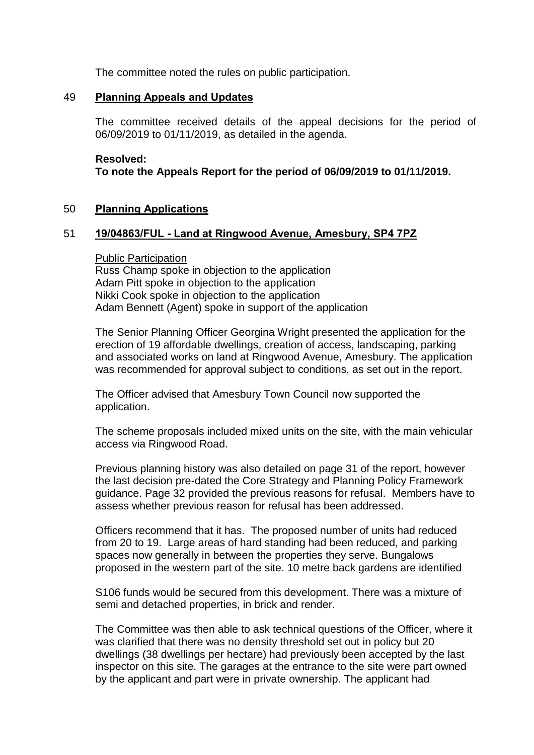The committee noted the rules on public participation.

## 49 **Planning Appeals and Updates**

The committee received details of the appeal decisions for the period of 06/09/2019 to 01/11/2019, as detailed in the agenda.

**Resolved:**
**To note the Appeals Report for the period of 06/09/2019 to 01/11/2019.**

## 50 **Planning Applications**

## 51 **19/04863/FUL - Land at Ringwood Avenue, Amesbury, SP4 7PZ**

Public Participation
Russ Champ spoke in objection to the application
Adam Pitt spoke in objection to the application
Nikki Cook spoke in objection to the application
Adam Bennett (Agent) spoke in support of the application

The Senior Planning Officer Georgina Wright presented the application for the erection of 19 affordable dwellings, creation of access, landscaping, parking and associated works on land at Ringwood Avenue, Amesbury. The application was recommended for approval subject to conditions, as set out in the report.

The Officer advised that Amesbury Town Council now supported the application.

The scheme proposals included mixed units on the site, with the main vehicular access via Ringwood Road.

Previous planning history was also detailed on page 31 of the report, however the last decision pre-dated the Core Strategy and Planning Policy Framework guidance. Page 32 provided the previous reasons for refusal. Members have to assess whether previous reason for refusal has been addressed.

Officers recommend that it has. The proposed number of units had reduced from 20 to 19. Large areas of hard standing had been reduced, and parking spaces now generally in between the properties they serve. Bungalows proposed in the western part of the site. 10 metre back gardens are identified

S106 funds would be secured from this development. There was a mixture of semi and detached properties, in brick and render.

The Committee was then able to ask technical questions of the Officer, where it was clarified that there was no density threshold set out in policy but 20 dwellings (38 dwellings per hectare) had previously been accepted by the last inspector on this site. The garages at the entrance to the site were part owned by the applicant and part were in private ownership. The applicant had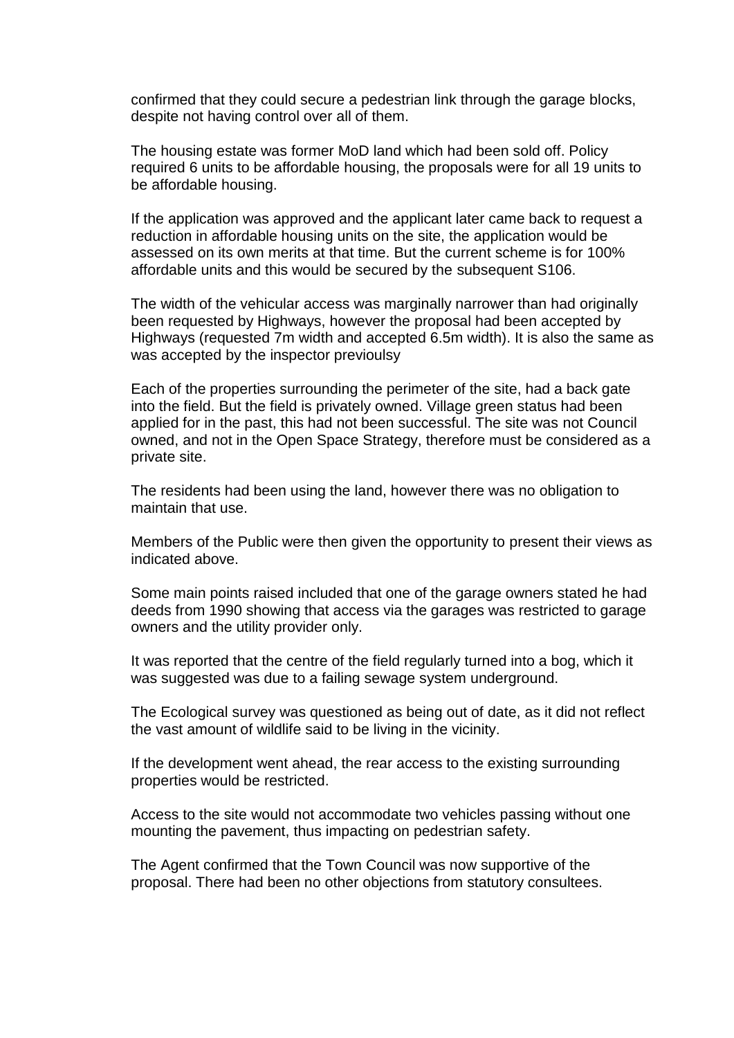confirmed that they could secure a pedestrian link through the garage blocks, despite not having control over all of them.

The housing estate was former MoD land which had been sold off. Policy required 6 units to be affordable housing, the proposals were for all 19 units to be affordable housing.

If the application was approved and the applicant later came back to request a reduction in affordable housing units on the site, the application would be assessed on its own merits at that time. But the current scheme is for 100% affordable units and this would be secured by the subsequent S106.

The width of the vehicular access was marginally narrower than had originally been requested by Highways, however the proposal had been accepted by Highways (requested 7m width and accepted 6.5m width). It is also the same as was accepted by the inspector previoulsy

Each of the properties surrounding the perimeter of the site, had a back gate into the field. But the field is privately owned. Village green status had been applied for in the past, this had not been successful. The site was not Council owned, and not in the Open Space Strategy, therefore must be considered as a private site.

The residents had been using the land, however there was no obligation to maintain that use.

Members of the Public were then given the opportunity to present their views as indicated above.

Some main points raised included that one of the garage owners stated he had deeds from 1990 showing that access via the garages was restricted to garage owners and the utility provider only.

It was reported that the centre of the field regularly turned into a bog, which it was suggested was due to a failing sewage system underground.

The Ecological survey was questioned as being out of date, as it did not reflect the vast amount of wildlife said to be living in the vicinity.

If the development went ahead, the rear access to the existing surrounding properties would be restricted.

Access to the site would not accommodate two vehicles passing without one mounting the pavement, thus impacting on pedestrian safety.

The Agent confirmed that the Town Council was now supportive of the proposal. There had been no other objections from statutory consultees.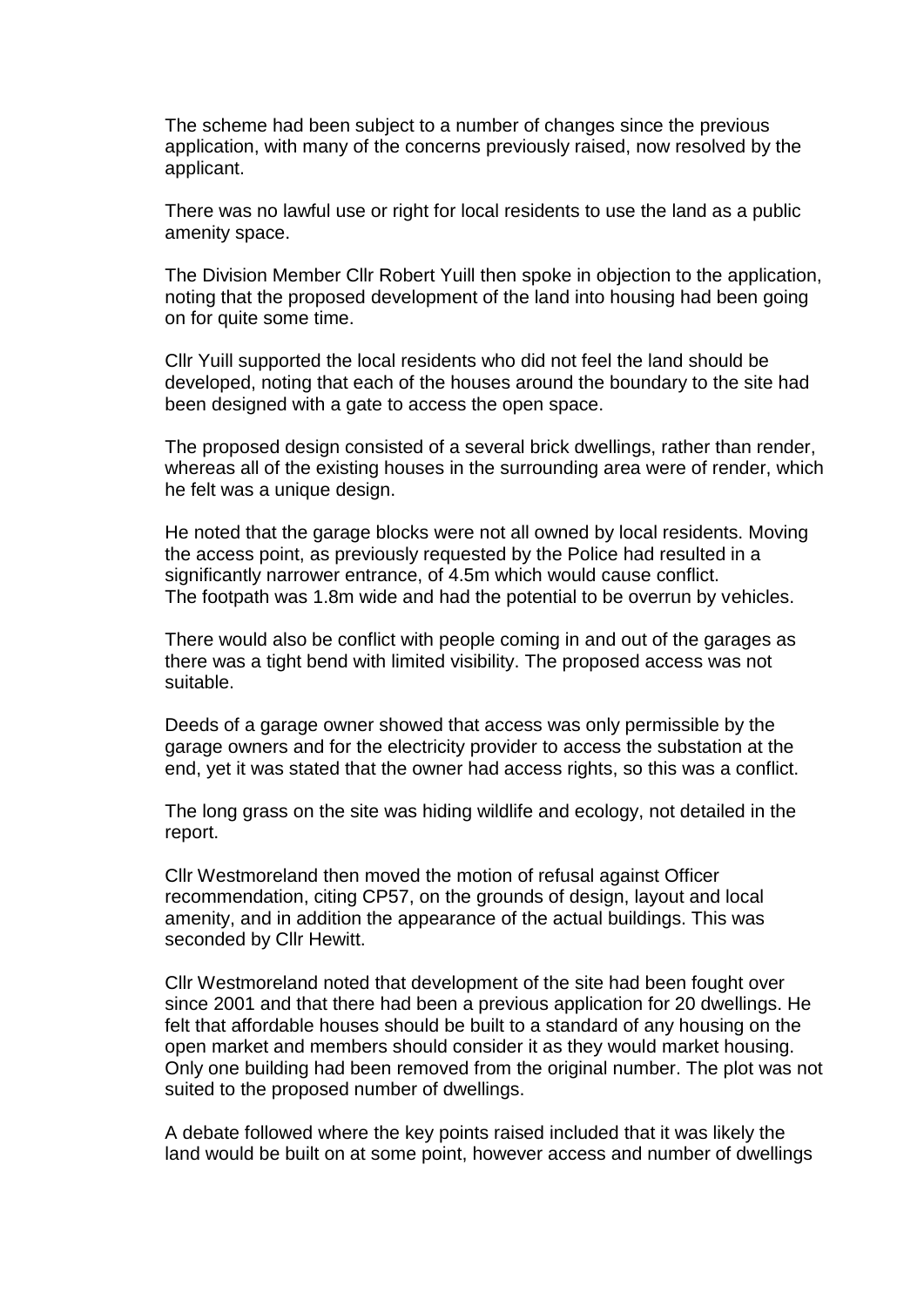The scheme had been subject to a number of changes since the previous application, with many of the concerns previously raised, now resolved by the applicant.

There was no lawful use or right for local residents to use the land as a public amenity space.

The Division Member Cllr Robert Yuill then spoke in objection to the application, noting that the proposed development of the land into housing had been going on for quite some time.

Cllr Yuill supported the local residents who did not feel the land should be developed, noting that each of the houses around the boundary to the site had been designed with a gate to access the open space.

The proposed design consisted of a several brick dwellings, rather than render, whereas all of the existing houses in the surrounding area were of render, which he felt was a unique design.

He noted that the garage blocks were not all owned by local residents. Moving the access point, as previously requested by the Police had resulted in a significantly narrower entrance, of 4.5m which would cause conflict. The footpath was 1.8m wide and had the potential to be overrun by vehicles.

There would also be conflict with people coming in and out of the garages as there was a tight bend with limited visibility. The proposed access was not suitable.

Deeds of a garage owner showed that access was only permissible by the garage owners and for the electricity provider to access the substation at the end, yet it was stated that the owner had access rights, so this was a conflict.

The long grass on the site was hiding wildlife and ecology, not detailed in the report.

Cllr Westmoreland then moved the motion of refusal against Officer recommendation, citing CP57, on the grounds of design, layout and local amenity, and in addition the appearance of the actual buildings. This was seconded by Cllr Hewitt.

Cllr Westmoreland noted that development of the site had been fought over since 2001 and that there had been a previous application for 20 dwellings. He felt that affordable houses should be built to a standard of any housing on the open market and members should consider it as they would market housing. Only one building had been removed from the original number. The plot was not suited to the proposed number of dwellings.

A debate followed where the key points raised included that it was likely the land would be built on at some point, however access and number of dwellings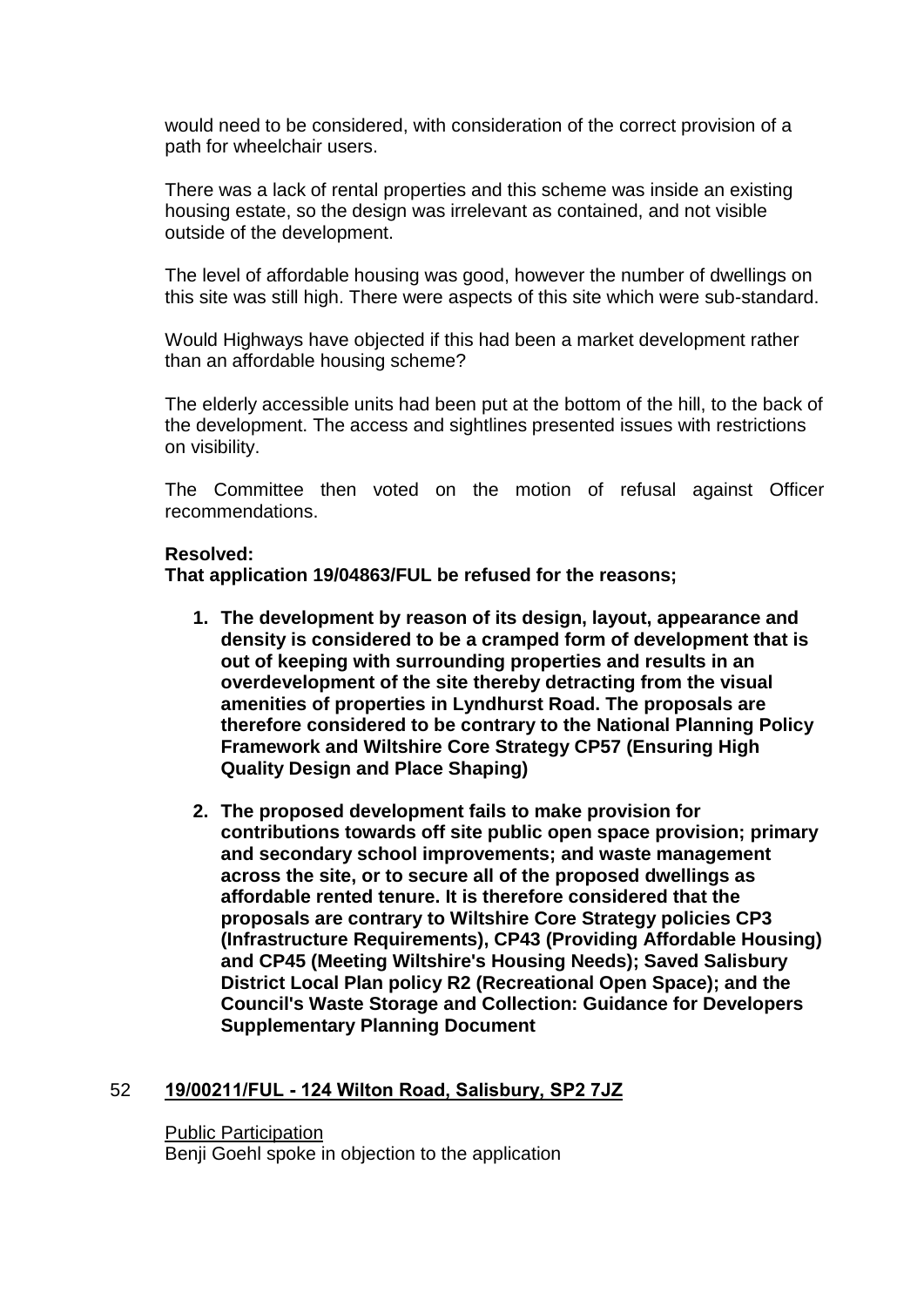would need to be considered, with consideration of the correct provision of a path for wheelchair users.

There was a lack of rental properties and this scheme was inside an existing housing estate, so the design was irrelevant as contained, and not visible outside of the development.

The level of affordable housing was good, however the number of dwellings on this site was still high. There were aspects of this site which were sub-standard.

Would Highways have objected if this had been a market development rather than an affordable housing scheme?

The elderly accessible units had been put at the bottom of the hill, to the back of the development. The access and sightlines presented issues with restrictions on visibility.

The Committee then voted on the motion of refusal against Officer recommendations.

**Resolved:**
**That application 19/04863/FUL be refused for the reasons;**

1. **The development by reason of its design, layout, appearance and density is considered to be a cramped form of development that is out of keeping with surrounding properties and results in an overdevelopment of the site thereby detracting from the visual amenities of properties in Lyndhurst Road. The proposals are therefore considered to be contrary to the National Planning Policy Framework and Wiltshire Core Strategy CP57 (Ensuring High Quality Design and Place Shaping)**

2. **The proposed development fails to make provision for contributions towards off site public open space provision; primary and secondary school improvements; and waste management across the site, or to secure all of the proposed dwellings as affordable rented tenure. It is therefore considered that the proposals are contrary to Wiltshire Core Strategy policies CP3 (Infrastructure Requirements), CP43 (Providing Affordable Housing) and CP45 (Meeting Wiltshire's Housing Needs); Saved Salisbury District Local Plan policy R2 (Recreational Open Space); and the Council's Waste Storage and Collection: Guidance for Developers Supplementary Planning Document**

## 52 19/00211/FUL - 124 Wilton Road, Salisbury, SP2 7JZ

Public Participation
Benji Goehl spoke in objection to the application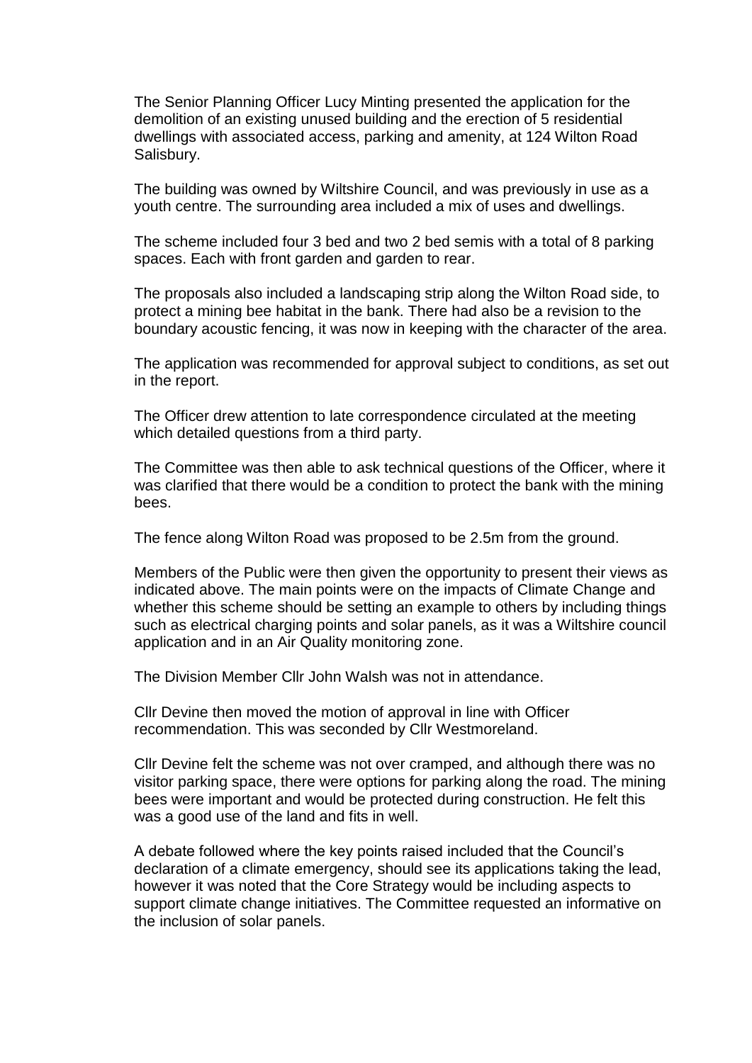The Senior Planning Officer Lucy Minting presented the application for the demolition of an existing unused building and the erection of 5 residential dwellings with associated access, parking and amenity, at 124 Wilton Road Salisbury.

The building was owned by Wiltshire Council, and was previously in use as a youth centre. The surrounding area included a mix of uses and dwellings.

The scheme included four 3 bed and two 2 bed semis with a total of 8 parking spaces. Each with front garden and garden to rear.

The proposals also included a landscaping strip along the Wilton Road side, to protect a mining bee habitat in the bank. There had also be a revision to the boundary acoustic fencing, it was now in keeping with the character of the area.

The application was recommended for approval subject to conditions, as set out in the report.

The Officer drew attention to late correspondence circulated at the meeting which detailed questions from a third party.

The Committee was then able to ask technical questions of the Officer, where it was clarified that there would be a condition to protect the bank with the mining bees.

The fence along Wilton Road was proposed to be 2.5m from the ground.

Members of the Public were then given the opportunity to present their views as indicated above. The main points were on the impacts of Climate Change and whether this scheme should be setting an example to others by including things such as electrical charging points and solar panels, as it was a Wiltshire council application and in an Air Quality monitoring zone.

The Division Member Cllr John Walsh was not in attendance.

Cllr Devine then moved the motion of approval in line with Officer recommendation. This was seconded by Cllr Westmoreland.

Cllr Devine felt the scheme was not over cramped, and although there was no visitor parking space, there were options for parking along the road. The mining bees were important and would be protected during construction. He felt this was a good use of the land and fits in well.

A debate followed where the key points raised included that the Council's declaration of a climate emergency, should see its applications taking the lead, however it was noted that the Core Strategy would be including aspects to support climate change initiatives. The Committee requested an informative on the inclusion of solar panels.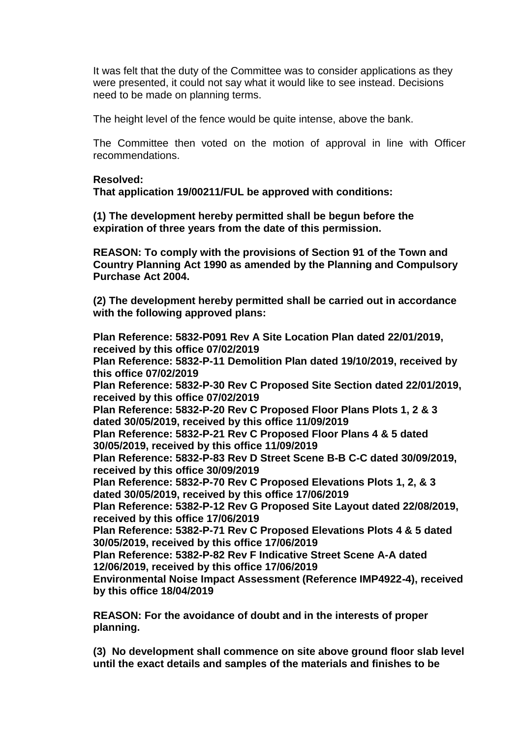It was felt that the duty of the Committee was to consider applications as they were presented, it could not say what it would like to see instead. Decisions need to be made on planning terms.

The height level of the fence would be quite intense, above the bank.

The Committee then voted on the motion of approval in line with Officer recommendations.

**Resolved:**
**That application 19/00211/FUL be approved with conditions:**

**(1) The development hereby permitted shall be begun before the expiration of three years from the date of this permission.**

**REASON: To comply with the provisions of Section 91 of the Town and Country Planning Act 1990 as amended by the Planning and Compulsory Purchase Act 2004.**

**(2) The development hereby permitted shall be carried out in accordance with the following approved plans:**

**Plan Reference: 5832-P091 Rev A Site Location Plan dated 22/01/2019, received by this office 07/02/2019**
**Plan Reference: 5832-P-11 Demolition Plan dated 19/10/2019, received by this office 07/02/2019**
**Plan Reference: 5832-P-30 Rev C Proposed Site Section dated 22/01/2019, received by this office 07/02/2019**
**Plan Reference: 5832-P-20 Rev C Proposed Floor Plans Plots 1, 2 & 3 dated 30/05/2019, received by this office 11/09/2019**
**Plan Reference: 5832-P-21 Rev C Proposed Floor Plans 4 & 5 dated 30/05/2019, received by this office 11/09/2019**
**Plan Reference: 5832-P-83 Rev D Street Scene B-B C-C dated 30/09/2019, received by this office 30/09/2019**
**Plan Reference: 5832-P-70 Rev C Proposed Elevations Plots 1, 2, & 3 dated 30/05/2019, received by this office 17/06/2019**
**Plan Reference: 5382-P-12 Rev G Proposed Site Layout dated 22/08/2019, received by this office 17/06/2019**
**Plan Reference: 5382-P-71 Rev C Proposed Elevations Plots 4 & 5 dated 30/05/2019, received by this office 17/06/2019**
**Plan Reference: 5382-P-82 Rev F Indicative Street Scene A-A dated 12/06/2019, received by this office 17/06/2019**
**Environmental Noise Impact Assessment (Reference IMP4922-4), received by this office 18/04/2019**

**REASON: For the avoidance of doubt and in the interests of proper planning.**

**(3) No development shall commence on site above ground floor slab level until the exact details and samples of the materials and finishes to be**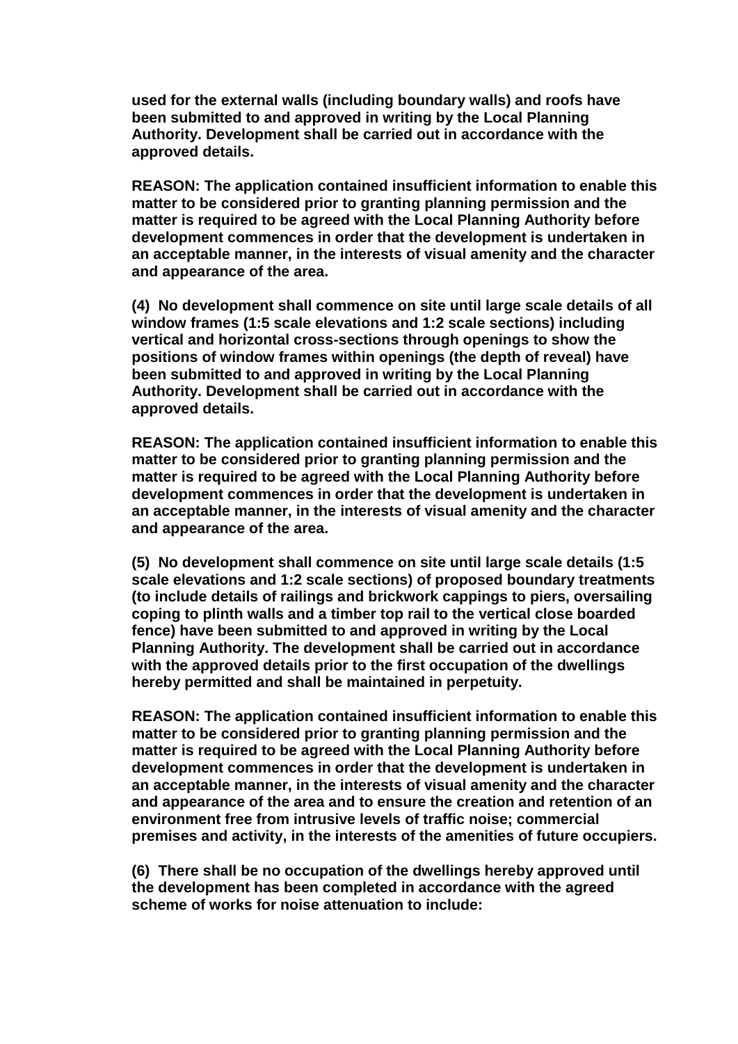**used for the external walls (including boundary walls) and roofs have been submitted to and approved in writing by the Local Planning Authority. Development shall be carried out in accordance with the approved details.**

**REASON: The application contained insufficient information to enable this matter to be considered prior to granting planning permission and the matter is required to be agreed with the Local Planning Authority before development commences in order that the development is undertaken in an acceptable manner, in the interests of visual amenity and the character and appearance of the area.**

**(4) No development shall commence on site until large scale details of all window frames (1:5 scale elevations and 1:2 scale sections) including vertical and horizontal cross-sections through openings to show the positions of window frames within openings (the depth of reveal) have been submitted to and approved in writing by the Local Planning Authority. Development shall be carried out in accordance with the approved details.**

**REASON: The application contained insufficient information to enable this matter to be considered prior to granting planning permission and the matter is required to be agreed with the Local Planning Authority before development commences in order that the development is undertaken in an acceptable manner, in the interests of visual amenity and the character and appearance of the area.**

**(5) No development shall commence on site until large scale details (1:5 scale elevations and 1:2 scale sections) of proposed boundary treatments (to include details of railings and brickwork cappings to piers, oversailing coping to plinth walls and a timber top rail to the vertical close boarded fence) have been submitted to and approved in writing by the Local Planning Authority. The development shall be carried out in accordance with the approved details prior to the first occupation of the dwellings hereby permitted and shall be maintained in perpetuity.**

**REASON: The application contained insufficient information to enable this matter to be considered prior to granting planning permission and the matter is required to be agreed with the Local Planning Authority before development commences in order that the development is undertaken in an acceptable manner, in the interests of visual amenity and the character and appearance of the area and to ensure the creation and retention of an environment free from intrusive levels of traffic noise; commercial premises and activity, in the interests of the amenities of future occupiers.**

**(6) There shall be no occupation of the dwellings hereby approved until the development has been completed in accordance with the agreed scheme of works for noise attenuation to include:**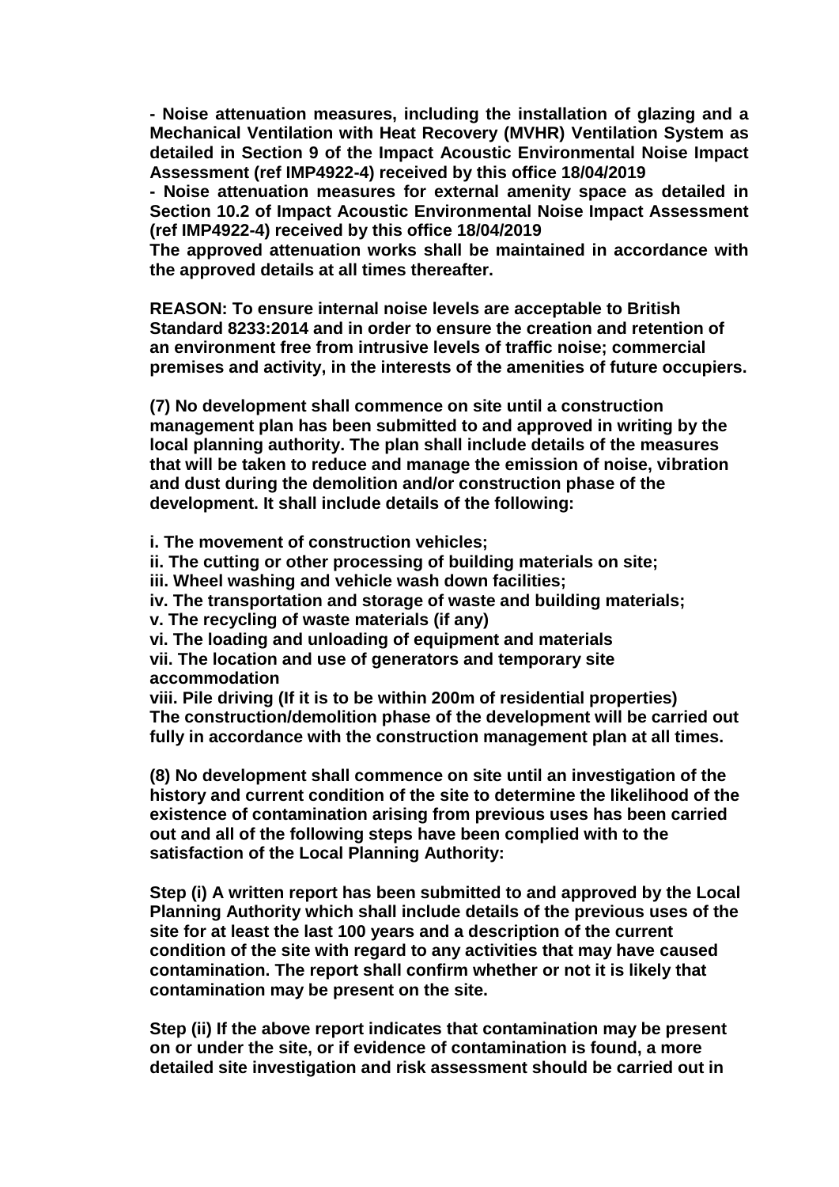**- Noise attenuation measures, including the installation of glazing and a Mechanical Ventilation with Heat Recovery (MVHR) Ventilation System as detailed in Section 9 of the Impact Acoustic Environmental Noise Impact Assessment (ref IMP4922-4) received by this office 18/04/2019**

**- Noise attenuation measures for external amenity space as detailed in Section 10.2 of Impact Acoustic Environmental Noise Impact Assessment (ref IMP4922-4) received by this office 18/04/2019**

**The approved attenuation works shall be maintained in accordance with the approved details at all times thereafter.**

**REASON: To ensure internal noise levels are acceptable to British Standard 8233:2014 and in order to ensure the creation and retention of an environment free from intrusive levels of traffic noise; commercial premises and activity, in the interests of the amenities of future occupiers.**

**(7) No development shall commence on site until a construction management plan has been submitted to and approved in writing by the local planning authority. The plan shall include details of the measures that will be taken to reduce and manage the emission of noise, vibration and dust during the demolition and/or construction phase of the development. It shall include details of the following:**

**i. The movement of construction vehicles;**
**ii. The cutting or other processing of building materials on site;**
**iii. Wheel washing and vehicle wash down facilities;**
**iv. The transportation and storage of waste and building materials;**
**v. The recycling of waste materials (if any)**
**vi. The loading and unloading of equipment and materials**
**vii. The location and use of generators and temporary site accommodation**
**viii. Pile driving (If it is to be within 200m of residential properties)**
**The construction/demolition phase of the development will be carried out fully in accordance with the construction management plan at all times.**

**(8) No development shall commence on site until an investigation of the history and current condition of the site to determine the likelihood of the existence of contamination arising from previous uses has been carried out and all of the following steps have been complied with to the satisfaction of the Local Planning Authority:**

**Step (i) A written report has been submitted to and approved by the Local Planning Authority which shall include details of the previous uses of the site for at least the last 100 years and a description of the current condition of the site with regard to any activities that may have caused contamination. The report shall confirm whether or not it is likely that contamination may be present on the site.**

**Step (ii) If the above report indicates that contamination may be present on or under the site, or if evidence of contamination is found, a more detailed site investigation and risk assessment should be carried out in**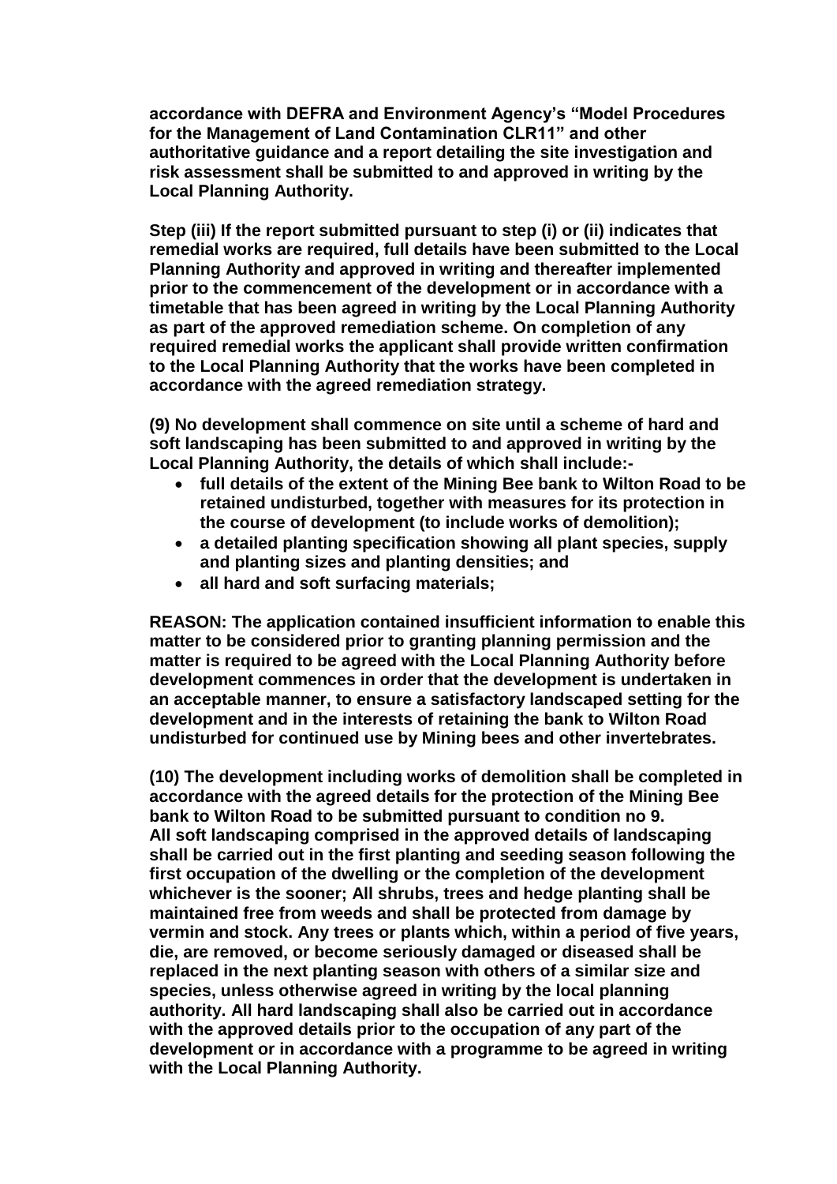**accordance with DEFRA and Environment Agency's "Model Procedures for the Management of Land Contamination CLR11" and other authoritative guidance and a report detailing the site investigation and risk assessment shall be submitted to and approved in writing by the Local Planning Authority.**

**Step (iii) If the report submitted pursuant to step (i) or (ii) indicates that remedial works are required, full details have been submitted to the Local Planning Authority and approved in writing and thereafter implemented prior to the commencement of the development or in accordance with a timetable that has been agreed in writing by the Local Planning Authority as part of the approved remediation scheme. On completion of any required remedial works the applicant shall provide written confirmation to the Local Planning Authority that the works have been completed in accordance with the agreed remediation strategy.**

**(9) No development shall commence on site until a scheme of hard and soft landscaping has been submitted to and approved in writing by the Local Planning Authority, the details of which shall include:-**

- **full details of the extent of the Mining Bee bank to Wilton Road to be retained undisturbed, together with measures for its protection in the course of development (to include works of demolition);**
- **a detailed planting specification showing all plant species, supply and planting sizes and planting densities; and**
- **all hard and soft surfacing materials;**

**REASON: The application contained insufficient information to enable this matter to be considered prior to granting planning permission and the matter is required to be agreed with the Local Planning Authority before development commences in order that the development is undertaken in an acceptable manner, to ensure a satisfactory landscaped setting for the development and in the interests of retaining the bank to Wilton Road undisturbed for continued use by Mining bees and other invertebrates.**

**(10) The development including works of demolition shall be completed in accordance with the agreed details for the protection of the Mining Bee bank to Wilton Road to be submitted pursuant to condition no 9. All soft landscaping comprised in the approved details of landscaping shall be carried out in the first planting and seeding season following the first occupation of the dwelling or the completion of the development whichever is the sooner; All shrubs, trees and hedge planting shall be maintained free from weeds and shall be protected from damage by vermin and stock. Any trees or plants which, within a period of five years, die, are removed, or become seriously damaged or diseased shall be replaced in the next planting season with others of a similar size and species, unless otherwise agreed in writing by the local planning authority. All hard landscaping shall also be carried out in accordance with the approved details prior to the occupation of any part of the development or in accordance with a programme to be agreed in writing with the Local Planning Authority.**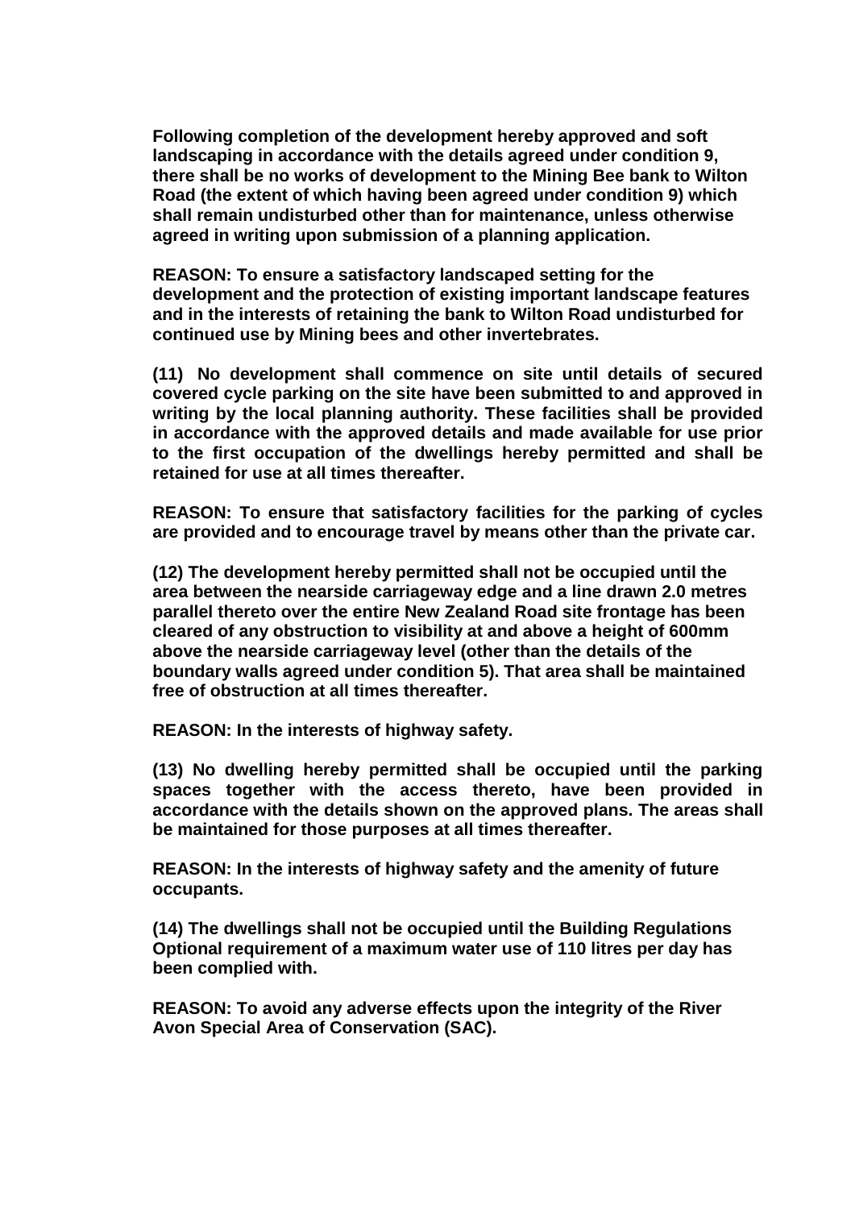**Following completion of the development hereby approved and soft landscaping in accordance with the details agreed under condition 9, there shall be no works of development to the Mining Bee bank to Wilton Road (the extent of which having been agreed under condition 9) which shall remain undisturbed other than for maintenance, unless otherwise agreed in writing upon submission of a planning application.**

**REASON: To ensure a satisfactory landscaped setting for the development and the protection of existing important landscape features and in the interests of retaining the bank to Wilton Road undisturbed for continued use by Mining bees and other invertebrates.**

**(11) No development shall commence on site until details of secured covered cycle parking on the site have been submitted to and approved in writing by the local planning authority. These facilities shall be provided in accordance with the approved details and made available for use prior to the first occupation of the dwellings hereby permitted and shall be retained for use at all times thereafter.**

**REASON: To ensure that satisfactory facilities for the parking of cycles are provided and to encourage travel by means other than the private car.**

**(12) The development hereby permitted shall not be occupied until the area between the nearside carriageway edge and a line drawn 2.0 metres parallel thereto over the entire New Zealand Road site frontage has been cleared of any obstruction to visibility at and above a height of 600mm above the nearside carriageway level (other than the details of the boundary walls agreed under condition 5). That area shall be maintained free of obstruction at all times thereafter.**

**REASON: In the interests of highway safety.**

**(13) No dwelling hereby permitted shall be occupied until the parking spaces together with the access thereto, have been provided in accordance with the details shown on the approved plans. The areas shall be maintained for those purposes at all times thereafter.**

**REASON: In the interests of highway safety and the amenity of future occupants.**

**(14) The dwellings shall not be occupied until the Building Regulations Optional requirement of a maximum water use of 110 litres per day has been complied with.**

**REASON: To avoid any adverse effects upon the integrity of the River Avon Special Area of Conservation (SAC).**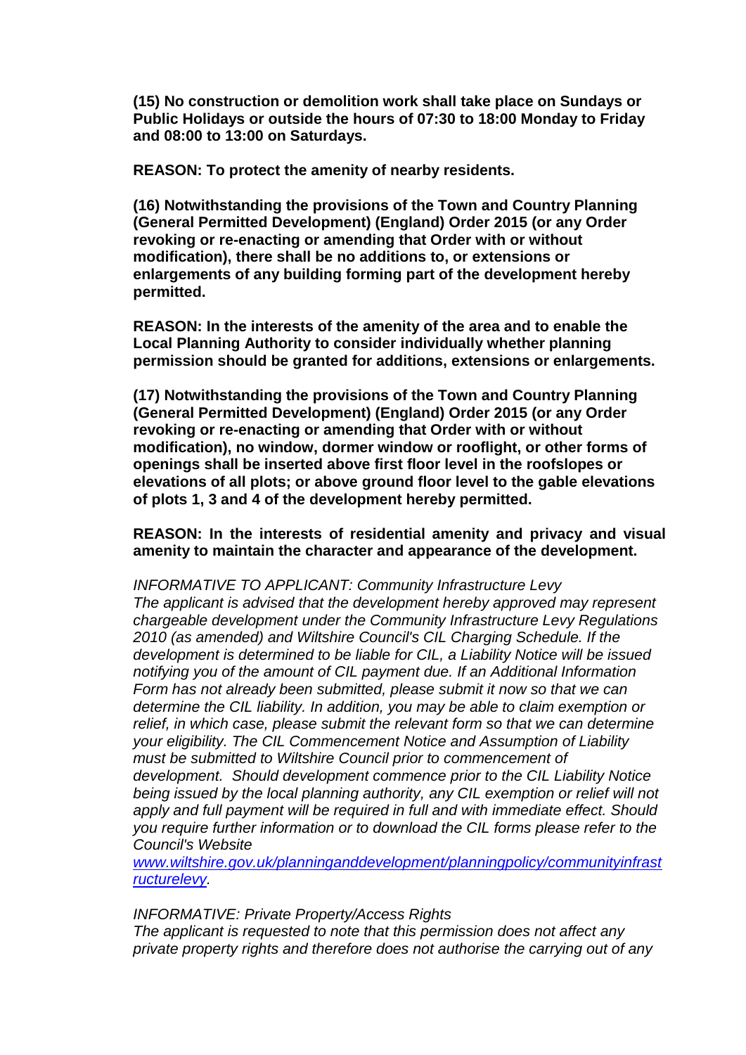**(15) No construction or demolition work shall take place on Sundays or Public Holidays or outside the hours of 07:30 to 18:00 Monday to Friday and 08:00 to 13:00 on Saturdays.**

**REASON: To protect the amenity of nearby residents.**

**(16) Notwithstanding the provisions of the Town and Country Planning (General Permitted Development) (England) Order 2015 (or any Order revoking or re-enacting or amending that Order with or without modification), there shall be no additions to, or extensions or enlargements of any building forming part of the development hereby permitted.**

**REASON: In the interests of the amenity of the area and to enable the Local Planning Authority to consider individually whether planning permission should be granted for additions, extensions or enlargements.**

**(17) Notwithstanding the provisions of the Town and Country Planning (General Permitted Development) (England) Order 2015 (or any Order revoking or re-enacting or amending that Order with or without modification), no window, dormer window or rooflight, or other forms of openings shall be inserted above first floor level in the roofslopes or elevations of all plots; or above ground floor level to the gable elevations of plots 1, 3 and 4 of the development hereby permitted.**

**REASON: In the interests of residential amenity and privacy and visual amenity to maintain the character and appearance of the development.**

*INFORMATIVE TO APPLICANT: Community Infrastructure Levy*
*The applicant is advised that the development hereby approved may represent chargeable development under the Community Infrastructure Levy Regulations 2010 (as amended) and Wiltshire Council's CIL Charging Schedule. If the development is determined to be liable for CIL, a Liability Notice will be issued notifying you of the amount of CIL payment due. If an Additional Information Form has not already been submitted, please submit it now so that we can determine the CIL liability. In addition, you may be able to claim exemption or relief, in which case, please submit the relevant form so that we can determine your eligibility. The CIL Commencement Notice and Assumption of Liability must be submitted to Wiltshire Council prior to commencement of development. Should development commence prior to the CIL Liability Notice being issued by the local planning authority, any CIL exemption or relief will not apply and full payment will be required in full and with immediate effect. Should you require further information or to download the CIL forms please refer to the Council's Website [www.wiltshire.gov.uk/planninganddevelopment/planningpolicy/communityinfrastructurelevy](www.wiltshire.gov.uk/planninganddevelopment/planningpolicy/communityinfrastructurelevy).*

*INFORMATIVE: Private Property/Access Rights*
*The applicant is requested to note that this permission does not affect any private property rights and therefore does not authorise the carrying out of any*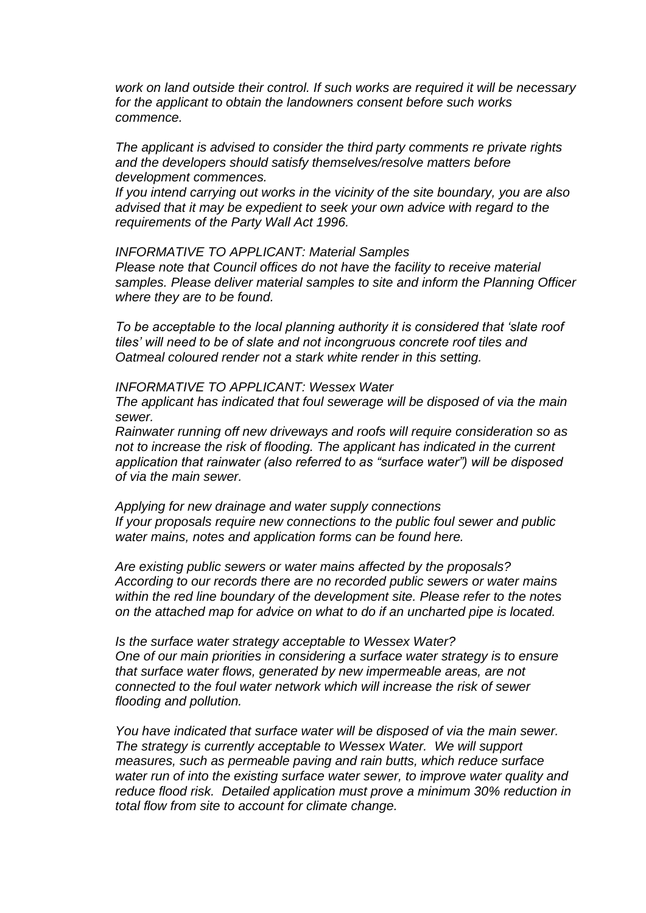*work on land outside their control. If such works are required it will be necessary for the applicant to obtain the landowners consent before such works commence.*

*The applicant is advised to consider the third party comments re private rights and the developers should satisfy themselves/resolve matters before development commences.*
*If you intend carrying out works in the vicinity of the site boundary, you are also advised that it may be expedient to seek your own advice with regard to the requirements of the Party Wall Act 1996.*

*INFORMATIVE TO APPLICANT: Material Samples*
*Please note that Council offices do not have the facility to receive material samples. Please deliver material samples to site and inform the Planning Officer where they are to be found.*

*To be acceptable to the local planning authority it is considered that 'slate roof tiles' will need to be of slate and not incongruous concrete roof tiles and Oatmeal coloured render not a stark white render in this setting.*

*INFORMATIVE TO APPLICANT: Wessex Water*
*The applicant has indicated that foul sewerage will be disposed of via the main sewer.*
*Rainwater running off new driveways and roofs will require consideration so as not to increase the risk of flooding. The applicant has indicated in the current application that rainwater (also referred to as "surface water") will be disposed of via the main sewer.*

*Applying for new drainage and water supply connections*
*If your proposals require new connections to the public foul sewer and public water mains, notes and application forms can be found here.*

*Are existing public sewers or water mains affected by the proposals?*
*According to our records there are no recorded public sewers or water mains within the red line boundary of the development site. Please refer to the notes on the attached map for advice on what to do if an uncharted pipe is located.*

*Is the surface water strategy acceptable to Wessex Water?*
*One of our main priorities in considering a surface water strategy is to ensure that surface water flows, generated by new impermeable areas, are not connected to the foul water network which will increase the risk of sewer flooding and pollution.*

*You have indicated that surface water will be disposed of via the main sewer. The strategy is currently acceptable to Wessex Water. We will support measures, such as permeable paving and rain butts, which reduce surface water run of into the existing surface water sewer, to improve water quality and reduce flood risk. Detailed application must prove a minimum 30% reduction in total flow from site to account for climate change.*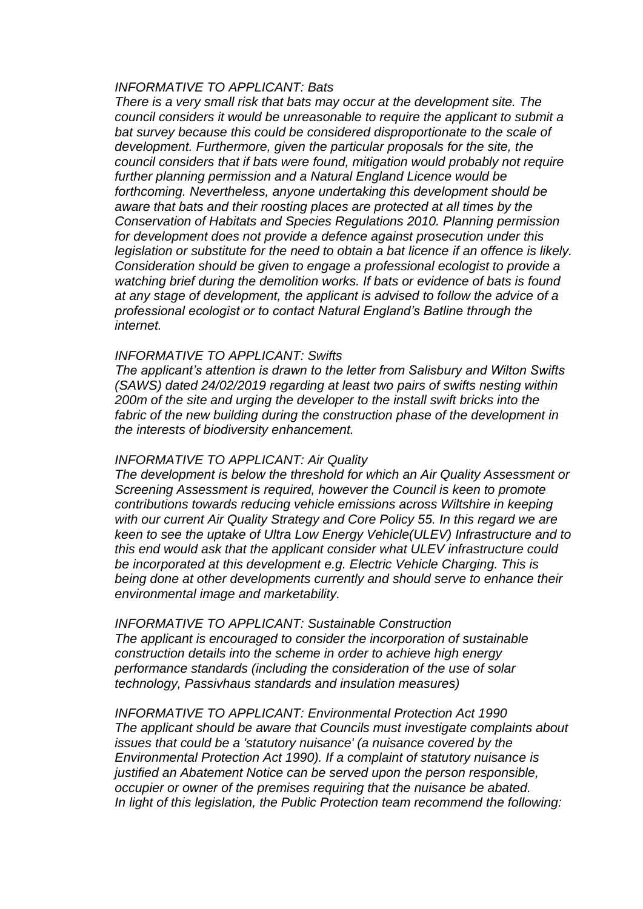*INFORMATIVE TO APPLICANT: Bats*
*There is a very small risk that bats may occur at the development site. The council considers it would be unreasonable to require the applicant to submit a bat survey because this could be considered disproportionate to the scale of development. Furthermore, given the particular proposals for the site, the council considers that if bats were found, mitigation would probably not require further planning permission and a Natural England Licence would be forthcoming. Nevertheless, anyone undertaking this development should be aware that bats and their roosting places are protected at all times by the Conservation of Habitats and Species Regulations 2010. Planning permission for development does not provide a defence against prosecution under this legislation or substitute for the need to obtain a bat licence if an offence is likely. Consideration should be given to engage a professional ecologist to provide a watching brief during the demolition works. If bats or evidence of bats is found at any stage of development, the applicant is advised to follow the advice of a professional ecologist or to contact Natural England's Batline through the internet.*

*INFORMATIVE TO APPLICANT: Swifts*
*The applicant's attention is drawn to the letter from Salisbury and Wilton Swifts (SAWS) dated 24/02/2019 regarding at least two pairs of swifts nesting within 200m of the site and urging the developer to the install swift bricks into the fabric of the new building during the construction phase of the development in the interests of biodiversity enhancement.*

*INFORMATIVE TO APPLICANT: Air Quality*
*The development is below the threshold for which an Air Quality Assessment or Screening Assessment is required, however the Council is keen to promote contributions towards reducing vehicle emissions across Wiltshire in keeping with our current Air Quality Strategy and Core Policy 55. In this regard we are keen to see the uptake of Ultra Low Energy Vehicle(ULEV) Infrastructure and to this end would ask that the applicant consider what ULEV infrastructure could be incorporated at this development e.g. Electric Vehicle Charging. This is being done at other developments currently and should serve to enhance their environmental image and marketability.*

*INFORMATIVE TO APPLICANT: Sustainable Construction*
*The applicant is encouraged to consider the incorporation of sustainable construction details into the scheme in order to achieve high energy performance standards (including the consideration of the use of solar technology, Passivhaus standards and insulation measures)*

*INFORMATIVE TO APPLICANT: Environmental Protection Act 1990*
*The applicant should be aware that Councils must investigate complaints about issues that could be a 'statutory nuisance' (a nuisance covered by the Environmental Protection Act 1990). If a complaint of statutory nuisance is justified an Abatement Notice can be served upon the person responsible, occupier or owner of the premises requiring that the nuisance be abated. In light of this legislation, the Public Protection team recommend the following:*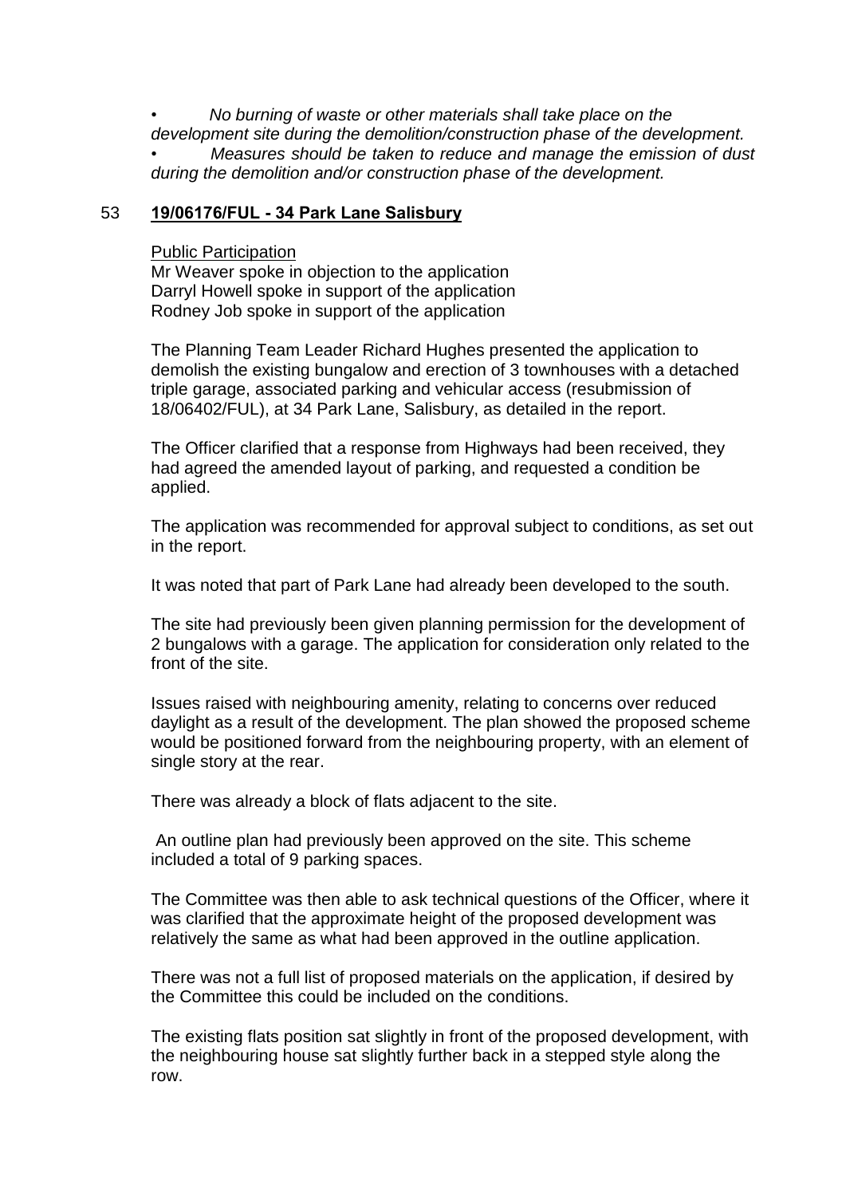- *No burning of waste or other materials shall take place on the development site during the demolition/construction phase of the development.*
- *Measures should be taken to reduce and manage the emission of dust during the demolition and/or construction phase of the development.*

## 53 **19/06176/FUL - 34 Park Lane Salisbury**

Public Participation
Mr Weaver spoke in objection to the application
Darryl Howell spoke in support of the application
Rodney Job spoke in support of the application

The Planning Team Leader Richard Hughes presented the application to demolish the existing bungalow and erection of 3 townhouses with a detached triple garage, associated parking and vehicular access (resubmission of 18/06402/FUL), at 34 Park Lane, Salisbury, as detailed in the report.

The Officer clarified that a response from Highways had been received, they had agreed the amended layout of parking, and requested a condition be applied.

The application was recommended for approval subject to conditions, as set out in the report.

It was noted that part of Park Lane had already been developed to the south.

The site had previously been given planning permission for the development of 2 bungalows with a garage. The application for consideration only related to the front of the site.

Issues raised with neighbouring amenity, relating to concerns over reduced daylight as a result of the development. The plan showed the proposed scheme would be positioned forward from the neighbouring property, with an element of single story at the rear.

There was already a block of flats adjacent to the site.

An outline plan had previously been approved on the site. This scheme included a total of 9 parking spaces.

The Committee was then able to ask technical questions of the Officer, where it was clarified that the approximate height of the proposed development was relatively the same as what had been approved in the outline application.

There was not a full list of proposed materials on the application, if desired by the Committee this could be included on the conditions.

The existing flats position sat slightly in front of the proposed development, with the neighbouring house sat slightly further back in a stepped style along the row.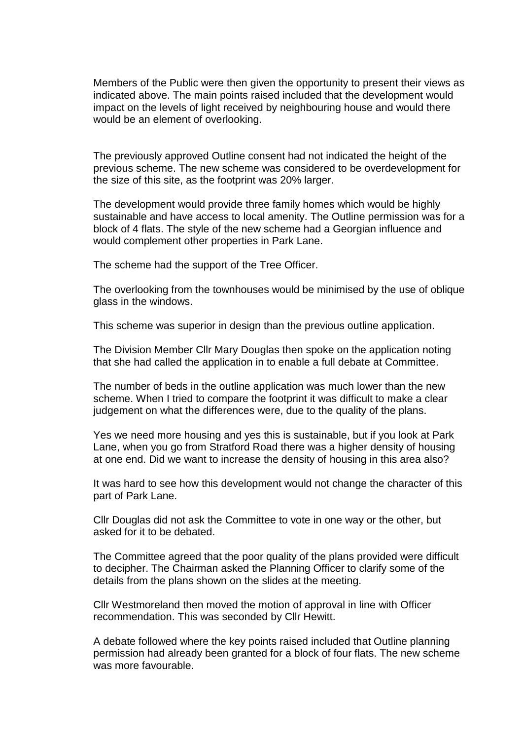Members of the Public were then given the opportunity to present their views as indicated above. The main points raised included that the development would impact on the levels of light received by neighbouring house and would there would be an element of overlooking.

The previously approved Outline consent had not indicated the height of the previous scheme. The new scheme was considered to be overdevelopment for the size of this site, as the footprint was 20% larger.

The development would provide three family homes which would be highly sustainable and have access to local amenity. The Outline permission was for a block of 4 flats. The style of the new scheme had a Georgian influence and would complement other properties in Park Lane.

The scheme had the support of the Tree Officer.

The overlooking from the townhouses would be minimised by the use of oblique glass in the windows.

This scheme was superior in design than the previous outline application.

The Division Member Cllr Mary Douglas then spoke on the application noting that she had called the application in to enable a full debate at Committee.

The number of beds in the outline application was much lower than the new scheme. When I tried to compare the footprint it was difficult to make a clear judgement on what the differences were, due to the quality of the plans.

Yes we need more housing and yes this is sustainable, but if you look at Park Lane, when you go from Stratford Road there was a higher density of housing at one end. Did we want to increase the density of housing in this area also?

It was hard to see how this development would not change the character of this part of Park Lane.

Cllr Douglas did not ask the Committee to vote in one way or the other, but asked for it to be debated.

The Committee agreed that the poor quality of the plans provided were difficult to decipher. The Chairman asked the Planning Officer to clarify some of the details from the plans shown on the slides at the meeting.

Cllr Westmoreland then moved the motion of approval in line with Officer recommendation. This was seconded by Cllr Hewitt.

A debate followed where the key points raised included that Outline planning permission had already been granted for a block of four flats. The new scheme was more favourable.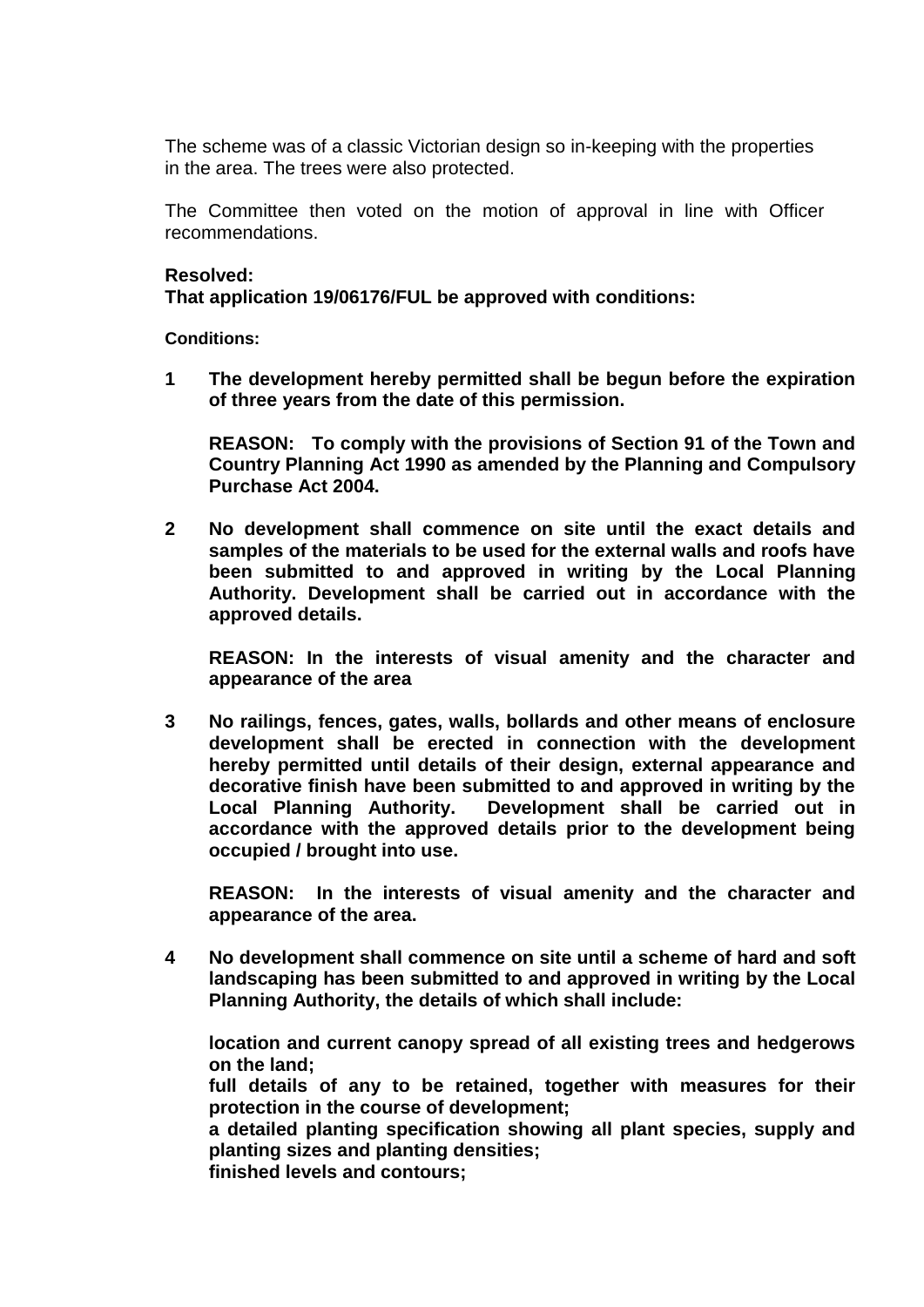The scheme was of a classic Victorian design so in-keeping with the properties in the area. The trees were also protected.

The Committee then voted on the motion of approval in line with Officer recommendations.

**Resolved:**
**That application 19/06176/FUL be approved with conditions:**

**Conditions:**

**1 The development hereby permitted shall be begun before the expiration of three years from the date of this permission.**

**REASON: To comply with the provisions of Section 91 of the Town and Country Planning Act 1990 as amended by the Planning and Compulsory Purchase Act 2004.**

**2 No development shall commence on site until the exact details and samples of the materials to be used for the external walls and roofs have been submitted to and approved in writing by the Local Planning Authority. Development shall be carried out in accordance with the approved details.**

**REASON: In the interests of visual amenity and the character and appearance of the area**

**3 No railings, fences, gates, walls, bollards and other means of enclosure development shall be erected in connection with the development hereby permitted until details of their design, external appearance and decorative finish have been submitted to and approved in writing by the Local Planning Authority. Development shall be carried out in accordance with the approved details prior to the development being occupied / brought into use.**

**REASON: In the interests of visual amenity and the character and appearance of the area.**

**4 No development shall commence on site until a scheme of hard and soft landscaping has been submitted to and approved in writing by the Local Planning Authority, the details of which shall include:**

**location and current canopy spread of all existing trees and hedgerows on the land;**
**full details of any to be retained, together with measures for their protection in the course of development;**
**a detailed planting specification showing all plant species, supply and planting sizes and planting densities;**
**finished levels and contours;**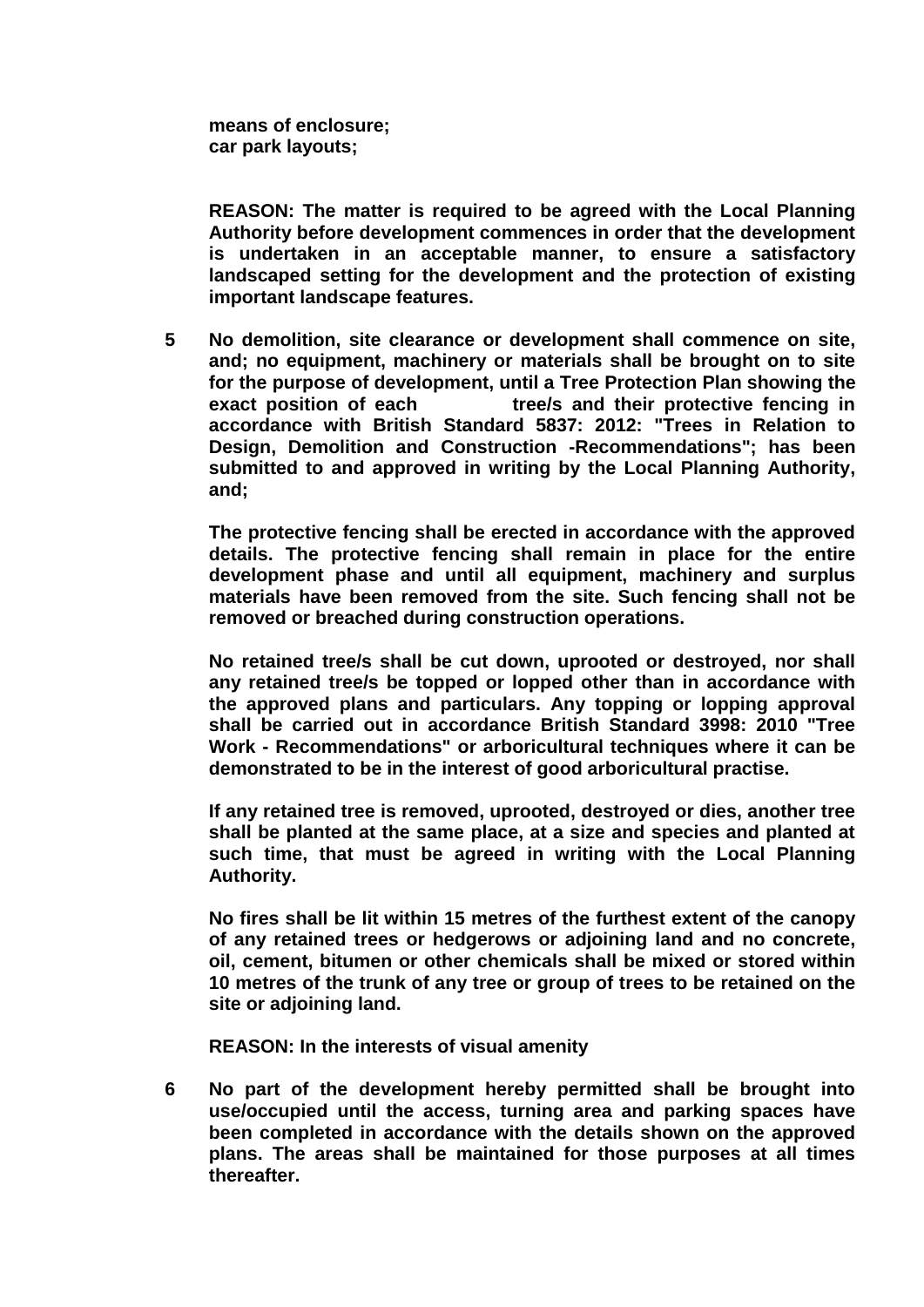**means of enclosure;**
**car park layouts;**

**REASON: The matter is required to be agreed with the Local Planning Authority before development commences in order that the development is undertaken in an acceptable manner, to ensure a satisfactory landscaped setting for the development and the protection of existing important landscape features.**

**5 No demolition, site clearance or development shall commence on site, and; no equipment, machinery or materials shall be brought on to site for the purpose of development, until a Tree Protection Plan showing the exact position of each tree/s and their protective fencing in accordance with British Standard 5837: 2012: "Trees in Relation to Design, Demolition and Construction -Recommendations"; has been submitted to and approved in writing by the Local Planning Authority, and;**

**The protective fencing shall be erected in accordance with the approved details. The protective fencing shall remain in place for the entire development phase and until all equipment, machinery and surplus materials have been removed from the site. Such fencing shall not be removed or breached during construction operations.**

**No retained tree/s shall be cut down, uprooted or destroyed, nor shall any retained tree/s be topped or lopped other than in accordance with the approved plans and particulars. Any topping or lopping approval shall be carried out in accordance British Standard 3998: 2010 "Tree Work - Recommendations" or arboricultural techniques where it can be demonstrated to be in the interest of good arboricultural practise.**

**If any retained tree is removed, uprooted, destroyed or dies, another tree shall be planted at the same place, at a size and species and planted at such time, that must be agreed in writing with the Local Planning Authority.**

**No fires shall be lit within 15 metres of the furthest extent of the canopy of any retained trees or hedgerows or adjoining land and no concrete, oil, cement, bitumen or other chemicals shall be mixed or stored within 10 metres of the trunk of any tree or group of trees to be retained on the site or adjoining land.**

**REASON: In the interests of visual amenity**

**6 No part of the development hereby permitted shall be brought into use/occupied until the access, turning area and parking spaces have been completed in accordance with the details shown on the approved plans. The areas shall be maintained for those purposes at all times thereafter.**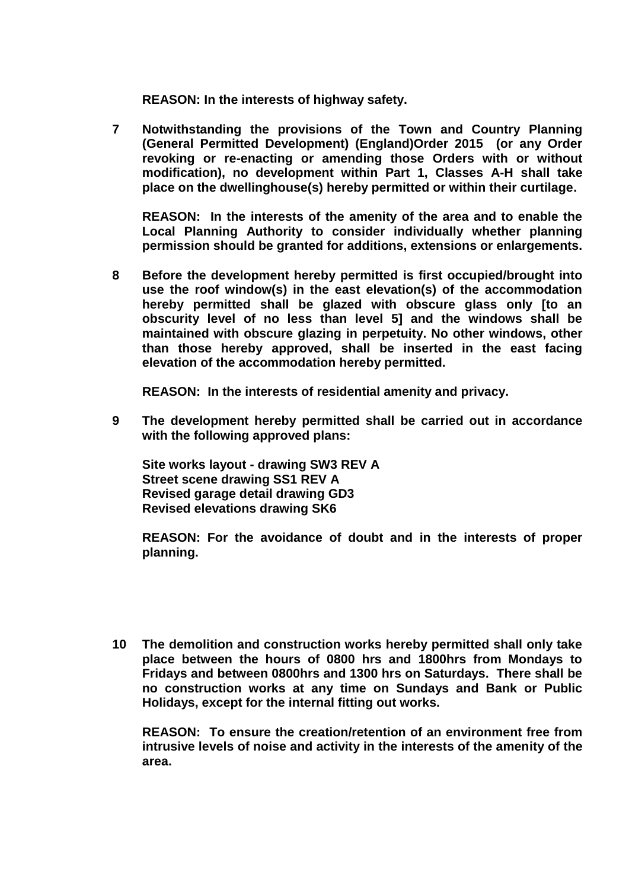**REASON: In the interests of highway safety.**

**7 Notwithstanding the provisions of the Town and Country Planning (General Permitted Development) (England)Order 2015 (or any Order revoking or re-enacting or amending those Orders with or without modification), no development within Part 1, Classes A-H shall take place on the dwellinghouse(s) hereby permitted or within their curtilage.**

**REASON: In the interests of the amenity of the area and to enable the Local Planning Authority to consider individually whether planning permission should be granted for additions, extensions or enlargements.**

**8 Before the development hereby permitted is first occupied/brought into use the roof window(s) in the east elevation(s) of the accommodation hereby permitted shall be glazed with obscure glass only [to an obscurity level of no less than level 5] and the windows shall be maintained with obscure glazing in perpetuity. No other windows, other than those hereby approved, shall be inserted in the east facing elevation of the accommodation hereby permitted.**

**REASON: In the interests of residential amenity and privacy.**

**9 The development hereby permitted shall be carried out in accordance with the following approved plans:**

**Site works layout - drawing SW3 REV A**
**Street scene drawing SS1 REV A**
**Revised garage detail drawing GD3**
**Revised elevations drawing SK6**

**REASON: For the avoidance of doubt and in the interests of proper planning.**

**10 The demolition and construction works hereby permitted shall only take place between the hours of 0800 hrs and 1800hrs from Mondays to Fridays and between 0800hrs and 1300 hrs on Saturdays. There shall be no construction works at any time on Sundays and Bank or Public Holidays, except for the internal fitting out works.**

**REASON: To ensure the creation/retention of an environment free from intrusive levels of noise and activity in the interests of the amenity of the area.**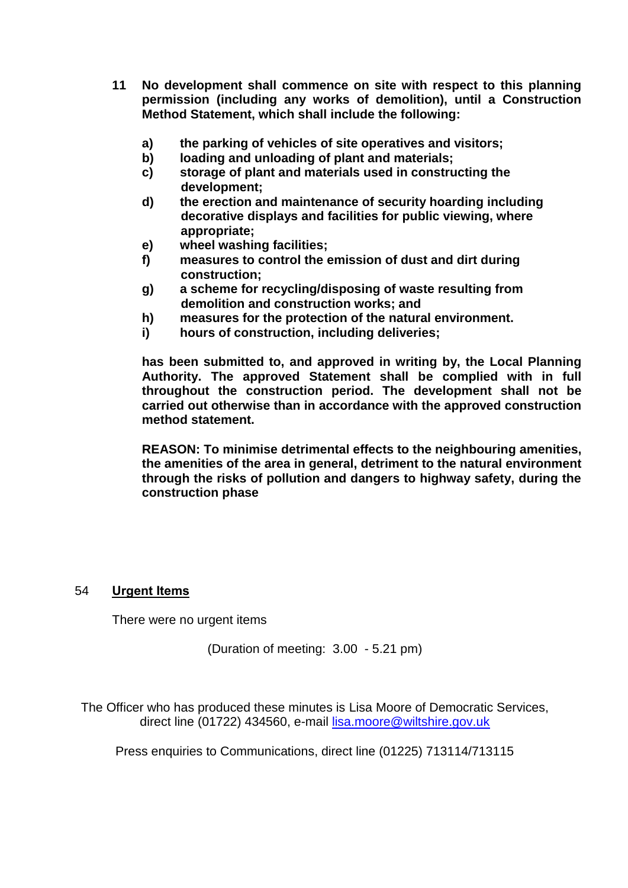**11 No development shall commence on site with respect to this planning permission (including any works of demolition), until a Construction Method Statement, which shall include the following:**

**a) the parking of vehicles of site operatives and visitors;**
**b) loading and unloading of plant and materials;**
**c) storage of plant and materials used in constructing the development;**
**d) the erection and maintenance of security hoarding including decorative displays and facilities for public viewing, where appropriate;**
**e) wheel washing facilities;**
**f) measures to control the emission of dust and dirt during construction;**
**g) a scheme for recycling/disposing of waste resulting from demolition and construction works; and**
**h) measures for the protection of the natural environment.**
**i) hours of construction, including deliveries;**

**has been submitted to, and approved in writing by, the Local Planning Authority. The approved Statement shall be complied with in full throughout the construction period. The development shall not be carried out otherwise than in accordance with the approved construction method statement.**

**REASON: To minimise detrimental effects to the neighbouring amenities, the amenities of the area in general, detriment to the natural environment through the risks of pollution and dangers to highway safety, during the construction phase**

## 54 Urgent Items

There were no urgent items

(Duration of meeting: 3.00 - 5.21 pm)

The Officer who has produced these minutes is Lisa Moore of Democratic Services, direct line (01722) 434560, e-mail lisa.moore@wiltshire.gov.uk

Press enquiries to Communications, direct line (01225) 713114/713115